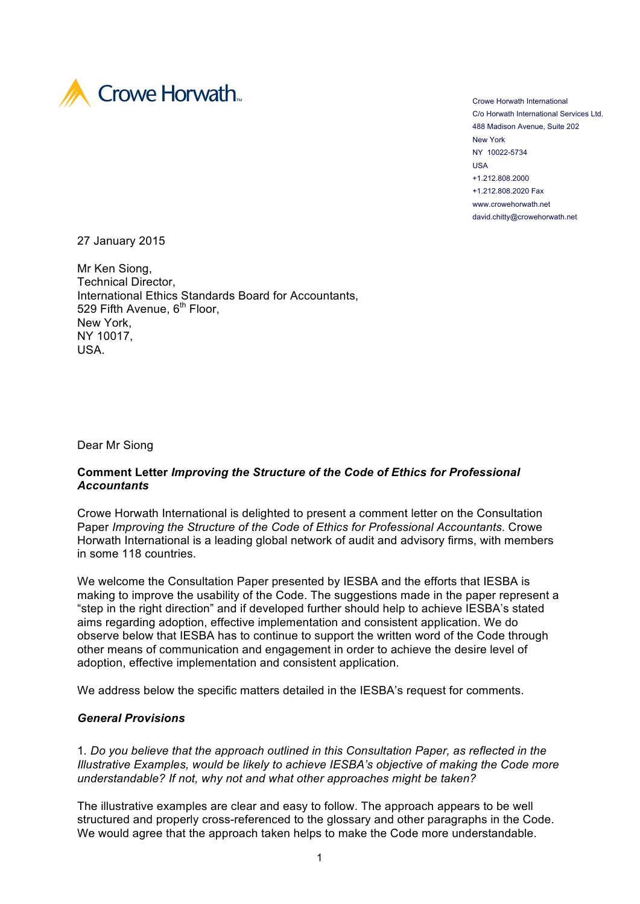Crowe Horwath

Crowe Horwath International
C/o Horwath International Services Ltd.
488 Madison Avenue, Suite 202
New York
NY 10022-5734
USA
+1.212.808.2000
+1.212.808.2020 Fax
www.crowehorwath.net
david.chitty@crowehorwath.net

27 January 2015

Mr Ken Siong,
Technical Director,
International Ethics Standards Board for Accountants,
529 Fifth Avenue, 6th Floor,
New York,
NY 10017,
USA.

Dear Mr Siong

**Comment Letter *Improving the Structure of the Code of Ethics for Professional Accountants***

Crowe Horwath International is delighted to present a comment letter on the Consultation Paper *Improving the Structure of the Code of Ethics for Professional Accountants*. Crowe Horwath International is a leading global network of audit and advisory firms, with members in some 118 countries.

We welcome the Consultation Paper presented by IESBA and the efforts that IESBA is making to improve the usability of the Code. The suggestions made in the paper represent a "step in the right direction" and if developed further should help to achieve IESBA's stated aims regarding adoption, effective implementation and consistent application. We do observe below that IESBA has to continue to support the written word of the Code through other means of communication and engagement in order to achieve the desire level of adoption, effective implementation and consistent application.

We address below the specific matters detailed in the IESBA's request for comments.

***General Provisions***

1. *Do you believe that the approach outlined in this Consultation Paper, as reflected in the Illustrative Examples, would be likely to achieve IESBA's objective of making the Code more understandable? If not, why not and what other approaches might be taken?*

The illustrative examples are clear and easy to follow. The approach appears to be well structured and properly cross-referenced to the glossary and other paragraphs in the Code. We would agree that the approach taken helps to make the Code more understandable.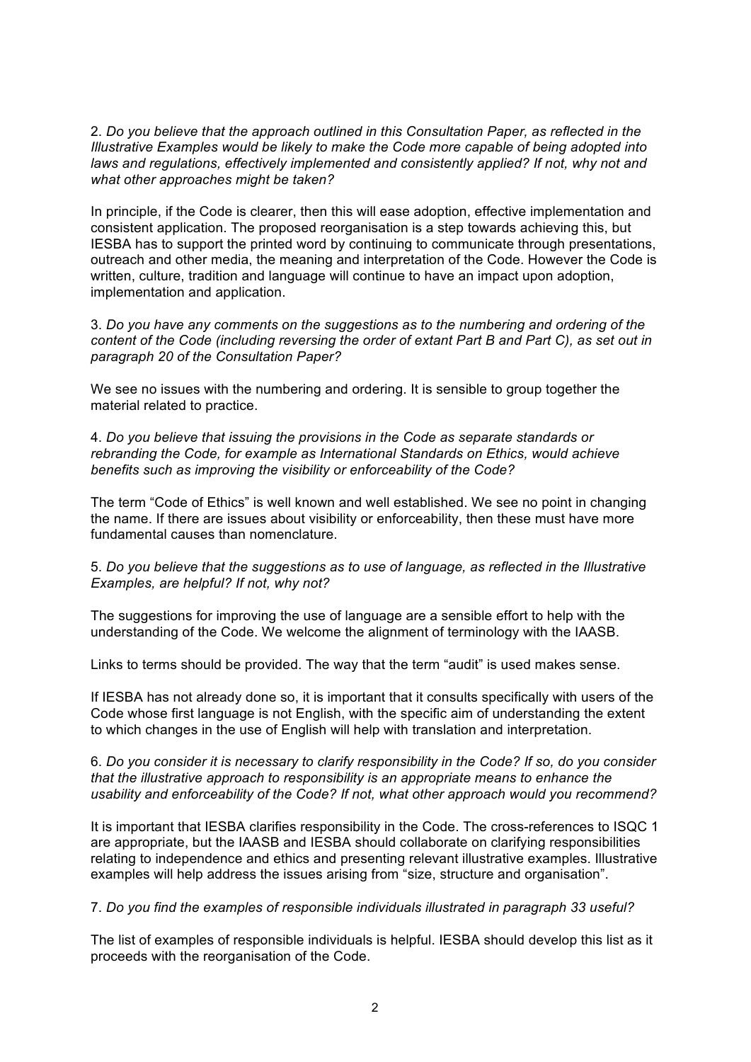2. *Do you believe that the approach outlined in this Consultation Paper, as reflected in the Illustrative Examples would be likely to make the Code more capable of being adopted into laws and regulations, effectively implemented and consistently applied? If not, why not and what other approaches might be taken?*

In principle, if the Code is clearer, then this will ease adoption, effective implementation and consistent application. The proposed reorganisation is a step towards achieving this, but IESBA has to support the printed word by continuing to communicate through presentations, outreach and other media, the meaning and interpretation of the Code. However the Code is written, culture, tradition and language will continue to have an impact upon adoption, implementation and application.

3. *Do you have any comments on the suggestions as to the numbering and ordering of the content of the Code (including reversing the order of extant Part B and Part C), as set out in paragraph 20 of the Consultation Paper?*

We see no issues with the numbering and ordering. It is sensible to group together the material related to practice.

4. *Do you believe that issuing the provisions in the Code as separate standards or rebranding the Code, for example as International Standards on Ethics, would achieve benefits such as improving the visibility or enforceability of the Code?*

The term "Code of Ethics" is well known and well established. We see no point in changing the name. If there are issues about visibility or enforceability, then these must have more fundamental causes than nomenclature.

5. *Do you believe that the suggestions as to use of language, as reflected in the Illustrative Examples, are helpful? If not, why not?*

The suggestions for improving the use of language are a sensible effort to help with the understanding of the Code. We welcome the alignment of terminology with the IAASB.

Links to terms should be provided. The way that the term "audit" is used makes sense.

If IESBA has not already done so, it is important that it consults specifically with users of the Code whose first language is not English, with the specific aim of understanding the extent to which changes in the use of English will help with translation and interpretation.

6. *Do you consider it is necessary to clarify responsibility in the Code? If so, do you consider that the illustrative approach to responsibility is an appropriate means to enhance the usability and enforceability of the Code? If not, what other approach would you recommend?*

It is important that IESBA clarifies responsibility in the Code. The cross-references to ISQC 1 are appropriate, but the IAASB and IESBA should collaborate on clarifying responsibilities relating to independence and ethics and presenting relevant illustrative examples. Illustrative examples will help address the issues arising from "size, structure and organisation".

7. *Do you find the examples of responsible individuals illustrated in paragraph 33 useful?*

The list of examples of responsible individuals is helpful. IESBA should develop this list as it proceeds with the reorganisation of the Code.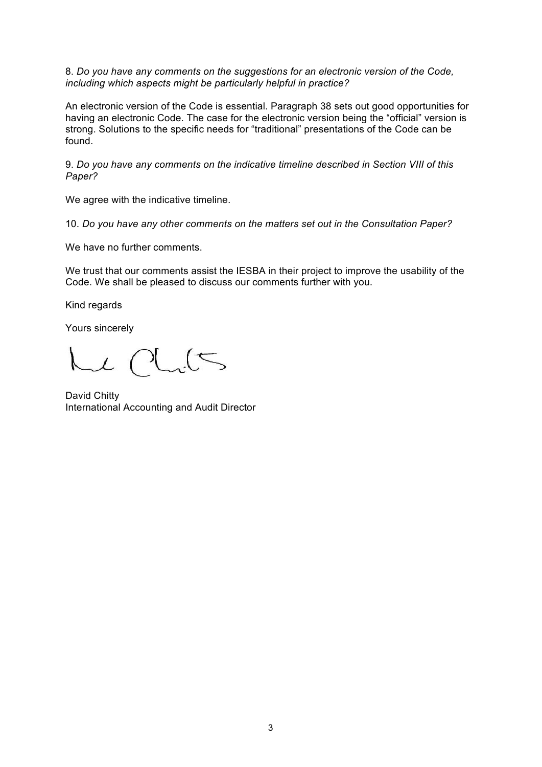8. *Do you have any comments on the suggestions for an electronic version of the Code, including which aspects might be particularly helpful in practice?*

An electronic version of the Code is essential. Paragraph 38 sets out good opportunities for having an electronic Code. The case for the electronic version being the "official" version is strong. Solutions to the specific needs for "traditional" presentations of the Code can be found.

9. *Do you have any comments on the indicative timeline described in Section VIII of this Paper?*

We agree with the indicative timeline.

10. *Do you have any other comments on the matters set out in the Consultation Paper?*

We have no further comments.

We trust that our comments assist the IESBA in their project to improve the usability of the Code. We shall be pleased to discuss our comments further with you.

Kind regards

Yours sincerely

David Chitty
International Accounting and Audit Director